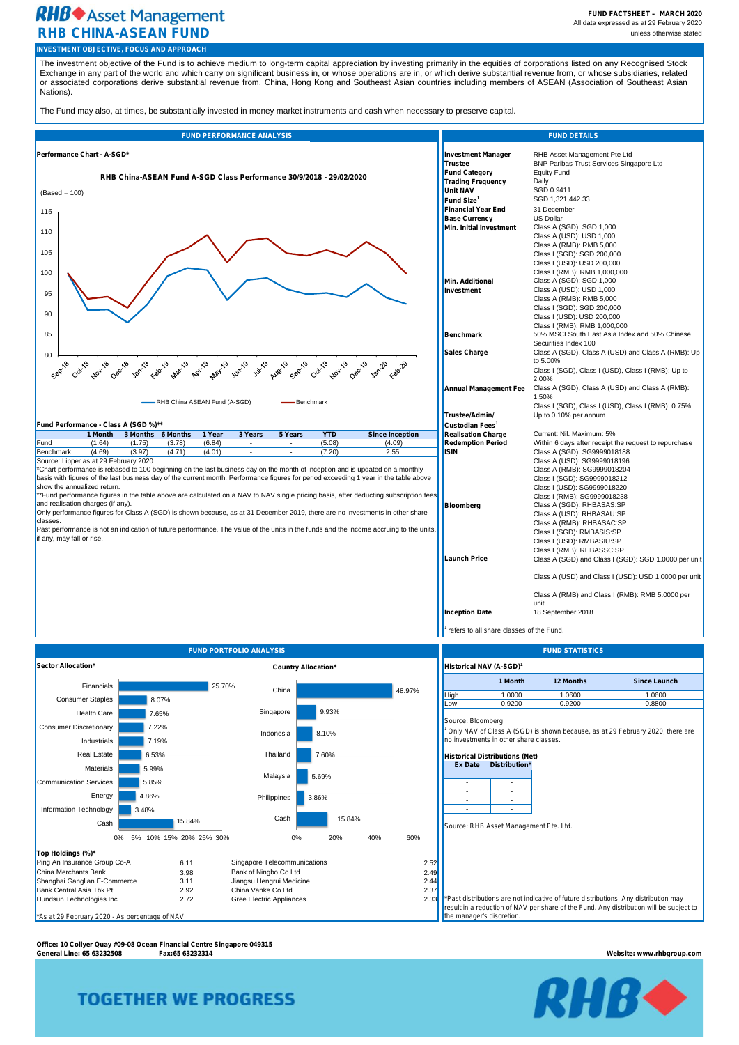# RHB Asset Management
## RHB CHINA-ASEAN FUND

**FUND FACTSHEET – MARCH 2020**
All data expressed as at 29 February 2020 unless otherwise stated

### INVESTMENT OBJECTIVE, FOCUS AND APPROACH

The investment objective of the Fund is to achieve medium to long-term capital appreciation by investing primarily in the equities of corporations listed on any Recognised Stock Exchange in any part of the world and which carry on significant business in, or whose operations are in, or which derive substantial revenue from, or whose subsidiaries, related or associated corporations derive substantial revenue from, China, Hong Kong and Southeast Asian countries including members of ASEAN (Association of Southeast Asian Nations).

The Fund may also, at times, be substantially invested in money market instruments and cash when necessary to preserve capital.

### FUND PERFORMANCE ANALYSIS

**Performance Chart - A-SGD***

**RHB China-ASEAN Fund A-SGD Class Performance 30/9/2018 - 29/02/2020**

(Based = 100)

Legend: RHB China ASEAN Fund (A-SGD); Benchmark

**Fund Performance - Class A (SGD %)****

| | 1 Month | 3 Months | 6 Months | 1 Year | 3 Years | 5 Years | YTD | Since Inception |
|---|---|---|---|---|---|---|---|---|
| Fund | (1.64) | (1.75) | (3.78) | (6.84) | - | - | (5.08) | (4.09) |
| Benchmark | (4.69) | (3.97) | (4.71) | (4.01) | - | - | (7.20) | 2.55 |

Source: Lipper as at 29 February 2020

*Chart performance is rebased to 100 beginning on the last business day on the month of inception and is updated on a monthly basis with figures of the last business day of the current month. Performance figures for period exceeding 1 year in the table above show the annualized return.

**Fund performance figures in the table above are calculated on a NAV to NAV single pricing basis, after deducting subscription fees and realisation charges (if any).

Only performance figures for Class A (SGD) is shown because, as at 31 December 2019, there are no investments in other share classes.

Past performance is not an indication of future performance. The value of the units in the funds and the income accruing to the units, if any, may fall or rise.

### FUND DETAILS

| | |
|---|---|
| **Investment Manager** | RHB Asset Management Pte Ltd |
| **Trustee** | BNP Paribas Trust Services Singapore Ltd |
| **Fund Category** | Equity Fund |
| **Trading Frequency** | Daily |
| **Unit NAV** | SGD 0.9411 |
| **Fund Size**[1] | SGD 1,321,442.33 |
| **Financial Year End** | 31 December |
| **Base Currency** | US Dollar |
| **Min. Initial Investment** | Class A (SGD): SGD 1,000<br>Class A (USD): USD 1,000<br>Class A (RMB): RMB 5,000<br>Class I (SGD): SGD 200,000<br>Class I (USD): USD 200,000<br>Class I (RMB): RMB 1,000,000 |
| **Min. Additional Investment** | Class A (SGD): SGD 1,000<br>Class A (USD): USD 1,000<br>Class A (RMB): RMB 5,000<br>Class I (SGD): SGD 200,000<br>Class I (USD): USD 200,000<br>Class I (RMB): RMB 1,000,000 |
| **Benchmark** | 50% MSCI South East Asia Index and 50% Chinese Securities Index 100 |
| **Sales Charge** | Class A (SGD), Class A (USD) and Class A (RMB): Up to 5.00%<br>Class I (SGD), Class I (USD), Class I (RMB): Up to 2.00% |
| **Annual Management Fee** | Class A (SGD), Class A (USD) and Class A (RMB): 1.50%<br>Class I (SGD), Class I (USD), Class I (RMB): 0.75% |
| **Trustee/Admin/ Custodian Fees**[1] | Up to 0.10% per annum |
| **Realisation Charge** | Current: Nil. Maximum: 5% |
| **Redemption Period** | Within 6 days after receipt the request to repurchase |
| **ISIN** | Class A (SGD): SG9999018188<br>Class A (USD): SG9999018196<br>Class A (RMB): SG9999018204<br>Class I (SGD): SG9999018212<br>Class I (USD): SG9999018220<br>Class I (RMB): SG9999018238 |
| **Bloomberg** | Class A (SGD): RHBASAS:SP<br>Class A (USD): RHBASAU:SP<br>Class A (RMB): RHBASAC:SP<br>Class I (SGD): RMBASIS:SP<br>Class I (USD): RMBASIU:SP<br>Class I (RMB): RHBASSC:SP |
| **Launch Price** | Class A (SGD) and Class I (SGD): SGD 1.0000 per unit<br>Class A (USD) and Class I (USD): USD 1.0000 per unit<br>Class A (RMB) and Class I (RMB): RMB 5.0000 per unit |
| **Inception Date** | 18 September 2018 |

[1] refers to all share classes of the Fund.

### FUND PORTFOLIO ANALYSIS

**Sector Allocation***

| Sector | % |
|---|---|
| Financials | 25.70% |
| Consumer Staples | 8.07% |
| Health Care | 7.65% |
| Consumer Discretionary | 7.22% |
| Industrials | 7.19% |
| Real Estate | 6.53% |
| Materials | 5.99% |
| Communication Services | 5.85% |
| Energy | 4.86% |
| Information Technology | 3.48% |
| Cash | 15.84% |

**Country Allocation***

| Country | % |
|---|---|
| China | 48.97% |
| Singapore | 9.93% |
| Indonesia | 8.10% |
| Thailand | 7.60% |
| Malaysia | 5.69% |
| Philippines | 3.86% |
| Cash | 15.84% |

**Top Holdings (%)***

| Holding | % | Holding | % |
|---|---|---|---|
| Ping An Insurance Group Co-A | 6.11 | Singapore Telecommunications | 2.52 |
| China Merchants Bank | 3.98 | Bank of Ningbo Co Ltd | 2.49 |
| Shanghai Ganglian E-Commerce | 3.11 | Jiangsu Hengrui Medicine | 2.44 |
| Bank Central Asia Tbk Pt | 2.92 | China Vanke Co Ltd | 2.37 |
| Hundsun Technologies Inc | 2.72 | Gree Electric Appliances | 2.33 |

*As at 29 February 2020 - As percentage of NAV

### FUND STATISTICS

**Historical NAV (A-SGD)**[1]

| | 1 Month | 12 Months | Since Launch |
|---|---|---|---|
| High | 1.0000 | 1.0600 | 1.0600 |
| Low | 0.9200 | 0.9200 | 0.8800 |

Source: Bloomberg

[1] Only NAV of Class A (SGD) is shown because, as at 29 February 2020, there are no investments in other share classes.

**Historical Distributions (Net)**

| Ex Date | Distribution* |
|---|---|
| - | - |
| - | - |
| - | - |
| - | - |

Source: RHB Asset Management Pte. Ltd.

*Past distributions are not indicative of future distributions. Any distribution may result in a reduction of NAV per share of the Fund. Any distribution will be subject to the manager's discretion.

**Office: 10 Collyer Quay #09-08 Ocean Financial Centre Singapore 049315**
**General Line: 65 63232508** **Fax:65 63232314**
**Website: www.rhbgroup.com**

TOGETHER WE PROGRESS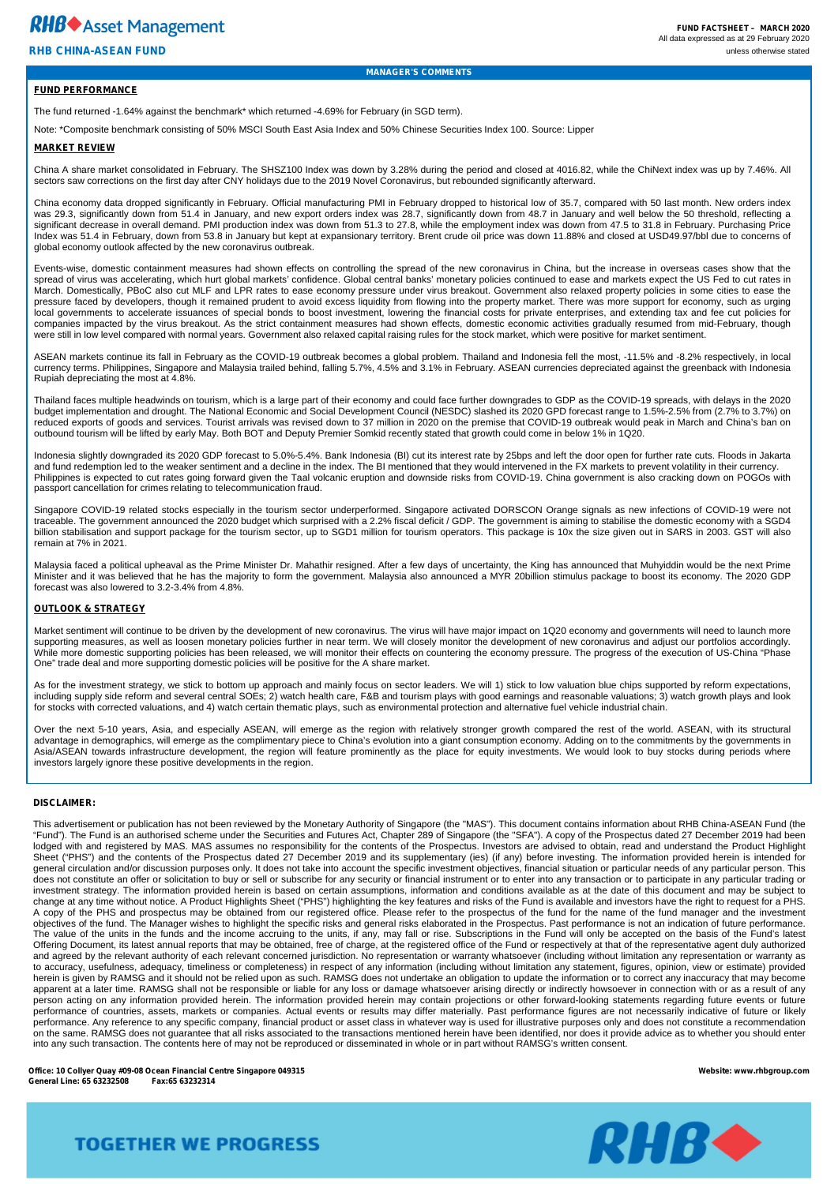## MANAGER'S COMMENTS

### FUND PERFORMANCE

The fund returned -1.64% against the benchmark* which returned -4.69% for February (in SGD term).

Note: *Composite benchmark consisting of 50% MSCI South East Asia Index and 50% Chinese Securities Index 100. Source: Lipper

### MARKET REVIEW

China A share market consolidated in February. The SHSZ100 Index was down by 3.28% during the period and closed at 4016.82, while the ChiNext index was up by 7.46%. All sectors saw corrections on the first day after CNY holidays due to the 2019 Novel Coronavirus, but rebounded significantly afterward.

China economy data dropped significantly in February. Official manufacturing PMI in February dropped to historical low of 35.7, compared with 50 last month. New orders index was 29.3, significantly down from 51.4 in January, and new export orders index was 28.7, significantly down from 48.7 in January and well below the 50 threshold, reflecting a significant decrease in overall demand. PMI production index was down from 51.3 to 27.8, while the employment index was down from 47.5 to 31.8 in February. Purchasing Price Index was 51.4 in February, down from 53.8 in January but kept at expansionary territory. Brent crude oil price was down 11.88% and closed at USD49.97/bbl due to concerns of global economy outlook affected by the new coronavirus outbreak.

Events-wise, domestic containment measures had shown effects on controlling the spread of the new coronavirus in China, but the increase in overseas cases show that the spread of virus was accelerating, which hurt global markets' confidence. Global central banks' monetary policies continued to ease and markets expect the US Fed to cut rates in March. Domestically, PBoC also cut MLF and LPR rates to ease economy pressure under virus breakout. Government also relaxed property policies in some cities to ease the pressure faced by developers, though it remained prudent to avoid excess liquidity from flowing into the property market. There was more support for economy, such as urging local governments to accelerate issuances of special bonds to boost investment, lowering the financial costs for private enterprises, and extending tax and fee cut policies for companies impacted by the virus breakout. As the strict containment measures had shown effects, domestic economic activities gradually resumed from mid-February, though were still in low level compared with normal years. Government also relaxed capital raising rules for the stock market, which were positive for market sentiment.

ASEAN markets continue its fall in February as the COVID-19 outbreak becomes a global problem. Thailand and Indonesia fell the most, -11.5% and -8.2% respectively, in local currency terms. Philippines, Singapore and Malaysia trailed behind, falling 5.7%, 4.5% and 3.1% in February. ASEAN currencies depreciated against the greenback with Indonesia Rupiah depreciating the most at 4.8%.

Thailand faces multiple headwinds on tourism, which is a large part of their economy and could face further downgrades to GDP as the COVID-19 spreads, with delays in the 2020 budget implementation and drought. The National Economic and Social Development Council (NESDC) slashed its 2020 GPD forecast range to 1.5%-2.5% from (2.7% to 3.7%) on reduced exports of goods and services. Tourist arrivals was revised down to 37 million in 2020 on the premise that COVID-19 outbreak would peak in March and China's ban on outbound tourism will be lifted by early May. Both BOT and Deputy Premier Somkid recently stated that growth could come in below 1% in 1Q20.

Indonesia slightly downgraded its 2020 GDP forecast to 5.0%-5.4%. Bank Indonesia (BI) cut its interest rate by 25bps and left the door open for further rate cuts. Floods in Jakarta and fund redemption led to the weaker sentiment and a decline in the index. The BI mentioned that they would intervened in the FX markets to prevent volatility in their currency. Philippines is expected to cut rates going forward given the Taal volcanic eruption and downside risks from COVID-19. China government is also cracking down on POGOs with passport cancellation for crimes relating to telecommunication fraud.

Singapore COVID-19 related stocks especially in the tourism sector underperformed. Singapore activated DORSCON Orange signals as new infections of COVID-19 were not traceable. The government announced the 2020 budget which surprised with a 2.2% fiscal deficit / GDP. The government is aiming to stabilise the domestic economy with a SGD4 billion stabilisation and support package for the tourism sector, up to SGD1 million for tourism operators. This package is 10x the size given out in SARS in 2003. GST will also remain at 7% in 2021.

Malaysia faced a political upheaval as the Prime Minister Dr. Mahathir resigned. After a few days of uncertainty, the King has announced that Muhyiddin would be the next Prime Minister and it was believed that he has the majority to form the government. Malaysia also announced a MYR 20billion stimulus package to boost its economy. The 2020 GDP forecast was also lowered to 3.2-3.4% from 4.8%.

### OUTLOOK & STRATEGY

Market sentiment will continue to be driven by the development of new coronavirus. The virus will have major impact on 1Q20 economy and governments will need to launch more supporting measures, as well as loosen monetary policies further in near term. We will closely monitor the development of new coronavirus and adjust our portfolios accordingly. While more domestic supporting policies has been released, we will monitor their effects on countering the economy pressure. The progress of the execution of US-China "Phase One" trade deal and more supporting domestic policies will be positive for the A share market.

As for the investment strategy, we stick to bottom up approach and mainly focus on sector leaders. We will 1) stick to low valuation blue chips supported by reform expectations, including supply side reform and several central SOEs; 2) watch health care, F&B and tourism plays with good earnings and reasonable valuations; 3) watch growth plays and look for stocks with corrected valuations, and 4) watch certain thematic plays, such as environmental protection and alternative fuel vehicle industrial chain.

Over the next 5-10 years, Asia, and especially ASEAN, will emerge as the region with relatively stronger growth compared the rest of the world. ASEAN, with its structural advantage in demographics, will emerge as the complimentary piece to China's evolution into a giant consumption economy. Adding on to the commitments by the governments in Asia/ASEAN towards infrastructure development, the region will feature prominently as the place for equity investments. We would look to buy stocks during periods where investors largely ignore these positive developments in the region.

### DISCLAIMER:

This advertisement or publication has not been reviewed by the Monetary Authority of Singapore (the "MAS"). This document contains information about RHB China-ASEAN Fund (the "Fund"). The Fund is an authorised scheme under the Securities and Futures Act, Chapter 289 of Singapore (the "SFA"). A copy of the Prospectus dated 27 December 2019 had been lodged with and registered by MAS. MAS assumes no responsibility for the contents of the Prospectus. Investors are advised to obtain, read and understand the Product Highlight Sheet ("PHS") and the contents of the Prospectus dated 27 December 2019 and its supplementary (ies) (if any) before investing. The information provided herein is intended for general circulation and/or discussion purposes only. It does not take into account the specific investment objectives, financial situation or particular needs of any particular person. This does not constitute an offer or solicitation to buy or sell or subscribe for any security or financial instrument or to enter into any transaction or to participate in any particular trading or investment strategy. The information provided herein is based on certain assumptions, information and conditions available as at the date of this document and may be subject to change at any time without notice. A Product Highlights Sheet ("PHS") highlighting the key features and risks of the Fund is available and investors have the right to request for a PHS. A copy of the PHS and prospectus may be obtained from our registered office. Please refer to the prospectus of the fund for the name of the fund manager and the investment objectives of the fund. The Manager wishes to highlight the specific risks and general risks elaborated in the Prospectus. Past performance is not an indication of future performance. The value of the units in the funds and the income accruing to the units, if any, may fall or rise. Subscriptions in the Fund will only be accepted on the basis of the Fund's latest Offering Document, its latest annual reports that may be obtained, free of charge, at the registered office of the Fund or respectively at that of the representative agent duly authorized and agreed by the relevant authority of each relevant concerned jurisdiction. No representation or warranty whatsoever (including without limitation any representation or warranty as to accuracy, usefulness, adequacy, timeliness or completeness) in respect of any information (including without limitation any statement, figures, opinion, view or estimate) provided herein is given by RAMSG and it should not be relied upon as such. RAMSG does not undertake an obligation to update the information or to correct any inaccuracy that may become apparent at a later time. RAMSG shall not be responsible or liable for any loss or damage whatsoever arising directly or indirectly howsoever in connection with or as a result of any person acting on any information provided herein. The information provided herein may contain projections or other forward-looking statements regarding future events or future performance of countries, assets, markets or companies. Actual events or results may differ materially. Past performance figures are not necessarily indicative of future or likely performance. Any reference to any specific company, financial product or asset class in whatever way is used for illustrative purposes only and does not constitute a recommendation on the same. RAMSG does not guarantee that all risks associated to the transactions mentioned herein have been identified, nor does it provide advice as to whether you should enter into any such transaction. The contents here of may not be reproduced or disseminated in whole or in part without RAMSG's written consent.

**Office: 10 Collyer Quay #09-08 Ocean Financial Centre Singapore 049315**
**General Line: 65 63232508 Fax:65 63232314**
**Website: www.rhbgroup.com**

TOGETHER WE PROGRESS